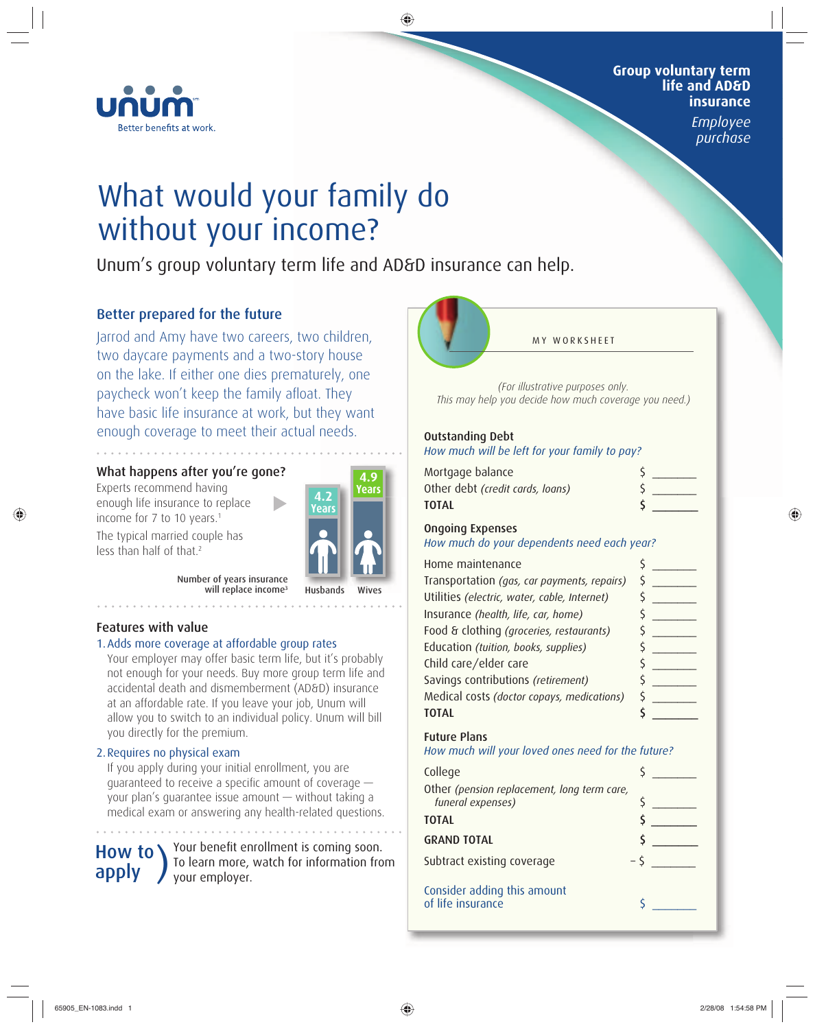unum

Better benefits at work.

**Group voluntary term life and AD&D insurance**

*Employee purchase*

# What would your family do without your income?

Unum's group voluntary term life and AD&D insurance can help.

## Better prepared for the future

Jarrod and Amy have two careers, two children, two daycare payments and a two-story house on the lake. If either one dies prematurely, one paycheck won't keep the family afloat. They have basic life insurance at work, but they want enough coverage to meet their actual needs.

### What happens after you're gone?

Experts recommend having enough life insurance to replace income for 7 to 10 years.[1]

The typical married couple has less than half of that.[2]

Number of years insurance will replace income[3]

| Husbands | Wives |
|---|---|
| 4.2 Years | 4.9 Years |

### Features with value

1. Adds more coverage at affordable group rates

   Your employer may offer basic term life, but it's probably not enough for your needs. Buy more group term life and accidental death and dismemberment (AD&D) insurance at an affordable rate. If you leave your job, Unum will allow you to switch to an individual policy. Unum will bill you directly for the premium.

2. Requires no physical exam

   If you apply during your initial enrollment, you are guaranteed to receive a specific amount of coverage — your plan's guarantee issue amount — without taking a medical exam or answering any health-related questions.

### How to apply

Your benefit enrollment is coming soon. To learn more, watch for information from your employer.

## MY WORKSHEET

*(For illustrative purposes only. This may help you decide how much coverage you need.)*

**Outstanding Debt**

*How much will be left for your family to pay?*

| | |
|---|---|
| Mortgage balance | $ _______ |
| Other debt *(credit cards, loans)* | $ _______ |
| **TOTAL** | $ _______ |

**Ongoing Expenses**

*How much do your dependents need each year?*

| | |
|---|---|
| Home maintenance | $ _______ |
| Transportation *(gas, car payments, repairs)* | $ _______ |
| Utilities *(electric, water, cable, Internet)* | $ _______ |
| Insurance *(health, life, car, home)* | $ _______ |
| Food & clothing *(groceries, restaurants)* | $ _______ |
| Education *(tuition, books, supplies)* | $ _______ |
| Child care/elder care | $ _______ |
| Savings contributions *(retirement)* | $ _______ |
| Medical costs *(doctor copays, medications)* | $ _______ |
| **TOTAL** | $ _______ |

**Future Plans**

*How much will your loved ones need for the future?*

| | |
|---|---|
| College | $ _______ |
| Other *(pension replacement, long term care, funeral expenses)* | $ _______ |
| **TOTAL** | $ _______ |
| **GRAND TOTAL** | $ _______ |
| Subtract existing coverage | – $ _______ |

Consider adding this amount of life insurance $ _______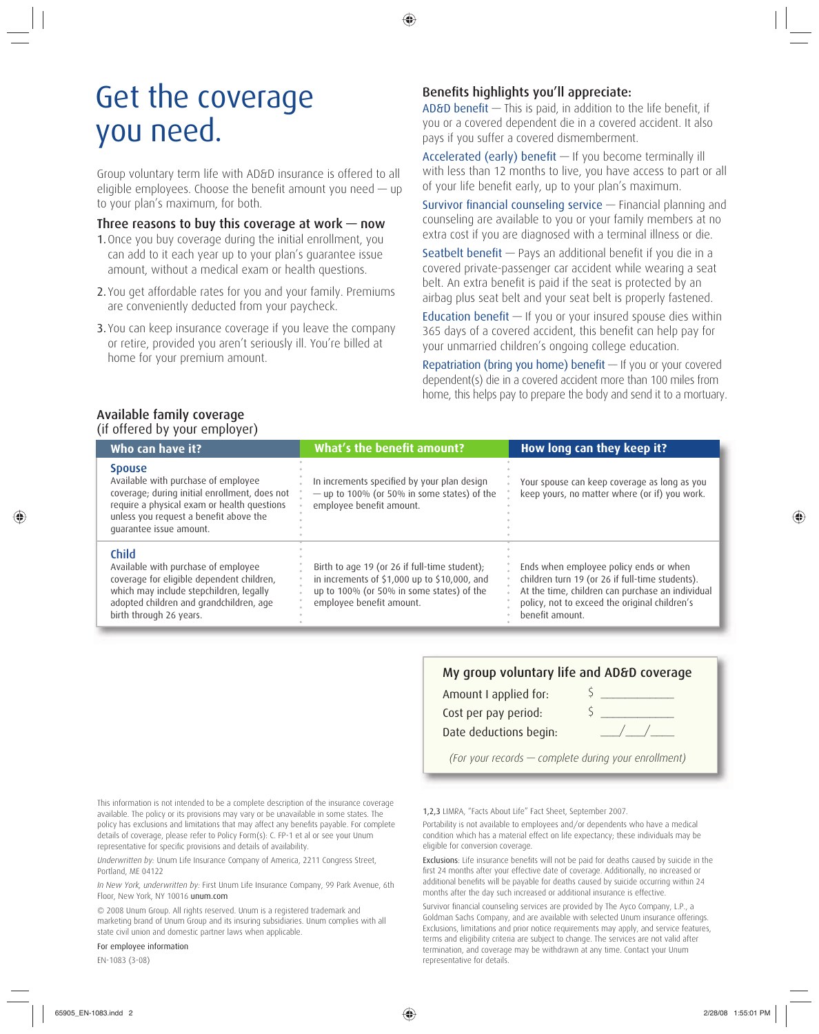# Get the coverage you need.

Group voluntary term life with AD&D insurance is offered to all eligible employees. Choose the benefit amount you need — up to your plan's maximum, for both.

### Three reasons to buy this coverage at work — now

1. Once you buy coverage during the initial enrollment, you can add to it each year up to your plan's guarantee issue amount, without a medical exam or health questions.
2. You get affordable rates for you and your family. Premiums are conveniently deducted from your paycheck.
3. You can keep insurance coverage if you leave the company or retire, provided you aren't seriously ill. You're billed at home for your premium amount.

### Benefits highlights you'll appreciate:

**AD&D benefit** — This is paid, in addition to the life benefit, if you or a covered dependent die in a covered accident. It also pays if you suffer a covered dismemberment.

**Accelerated (early) benefit** — If you become terminally ill with less than 12 months to live, you have access to part or all of your life benefit early, up to your plan's maximum.

**Survivor financial counseling service** — Financial planning and counseling are available to you or your family members at no extra cost if you are diagnosed with a terminal illness or die.

**Seatbelt benefit** — Pays an additional benefit if you die in a covered private-passenger car accident while wearing a seat belt. An extra benefit is paid if the seat is protected by an airbag plus seat belt and your seat belt is properly fastened.

**Education benefit** — If you or your insured spouse dies within 365 days of a covered accident, this benefit can help pay for your unmarried children's ongoing college education.

**Repatriation (bring you home) benefit** — If you or your covered dependent(s) die in a covered accident more than 100 miles from home, this helps pay to prepare the body and send it to a mortuary.

### Available family coverage
(if offered by your employer)

| Who can have it? | What's the benefit amount? | How long can they keep it? |
|---|---|---|
| **Spouse** Available with purchase of employee coverage; during initial enrollment, does not require a physical exam or health questions unless you request a benefit above the guarantee issue amount. | In increments specified by your plan design — up to 100% (or 50% in some states) of the employee benefit amount. | Your spouse can keep coverage as long as you keep yours, no matter where (or if) you work. |
| **Child** Available with purchase of employee coverage for eligible dependent children, which may include stepchildren, legally adopted children and grandchildren, age birth through 26 years. | Birth to age 19 (or 26 if full-time student); in increments of $1,000 up to $10,000, and up to 100% (or 50% in some states) of the employee benefit amount. | Ends when employee policy ends or when children turn 19 (or 26 if full-time students). At the time, children can purchase an individual policy, not to exceed the original children's benefit amount. |

### My group voluntary life and AD&D coverage

Amount I applied for: $ __________

Cost per pay period: $ __________

Date deductions begin: ___/___/____

*(For your records — complete during your enrollment)*

This information is not intended to be a complete description of the insurance coverage available. The policy or its provisions may vary or be unavailable in some states. The policy has exclusions and limitations that may affect any benefits payable. For complete details of coverage, please refer to Policy Form(s): C. FP-1 et al or see your Unum representative for specific provisions and details of availability.

*Underwritten by:* Unum Life Insurance Company of America, 2211 Congress Street, Portland, ME 04122

*In New York, underwritten by:* First Unum Life Insurance Company, 99 Park Avenue, 6th Floor, New York, NY 10016 unum.com

© 2008 Unum Group. All rights reserved. Unum is a registered trademark and marketing brand of Unum Group and its insuring subsidiaries. Unum complies with all state civil union and domestic partner laws when applicable.

For employee information

EN-1083 (3-08)

1,2,3 LIMRA, "Facts About Life" Fact Sheet, September 2007.

Portability is not available to employees and/or dependents who have a medical condition which has a material effect on life expectancy; these individuals may be eligible for conversion coverage.

Exclusions: Life insurance benefits will not be paid for deaths caused by suicide in the first 24 months after your effective date of coverage. Additionally, no increased or additional benefits will be payable for deaths caused by suicide occurring within 24 months after the day such increased or additional insurance is effective.

Survivor financial counseling services are provided by The Ayco Company, L.P., a Goldman Sachs Company, and are available with selected Unum insurance offerings. Exclusions, limitations and prior notice requirements may apply, and service features, terms and eligibility criteria are subject to change. The services are not valid after termination, and coverage may be withdrawn at any time. Contact your Unum representative for details.